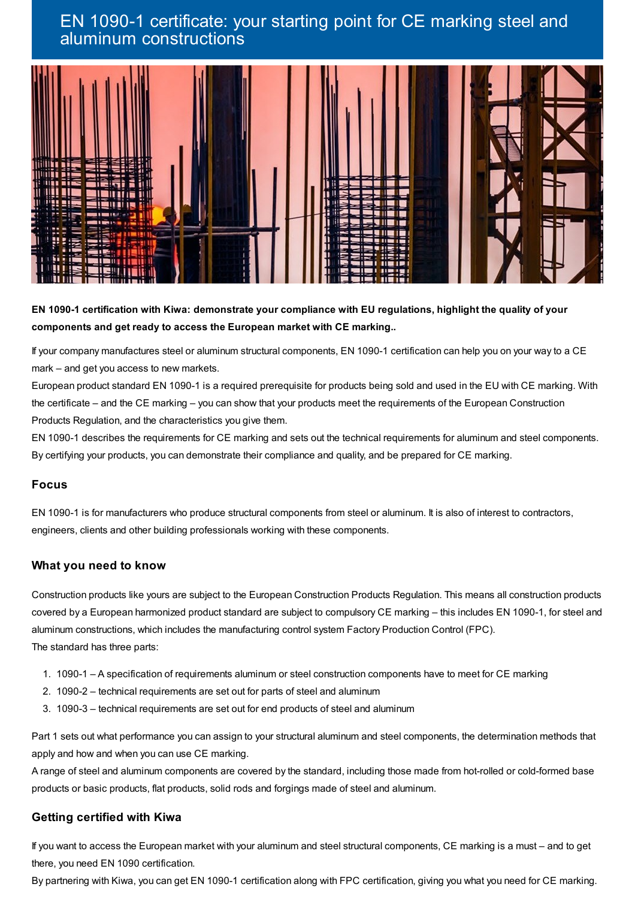# EN 1090-1 certificate: your starting point for CE marking steel and aluminum constructions

**EN 1090-1 certification with Kiwa: demonstrate your compliance with EU regulations, highlight the quality of your components and get ready to access the European market with CE marking..**

If your company manufactures steel or aluminum structural components, EN 1090-1 certification can help you on your way to a CE mark – and get you access to new markets.

European product standard EN 1090-1 is a required prerequisite for products being sold and used in the EU with CE marking. With the certificate – and the CE marking – you can show that your products meet the requirements of the European Construction Products Regulation, and the characteristics you give them.

EN 1090-1 describes the requirements for CE marking and sets out the technical requirements for aluminum and steel components. By certifying your products, you can demonstrate their compliance and quality, and be prepared for CE marking.

## Focus

EN 1090-1 is for manufacturers who produce structural components from steel or aluminum. It is also of interest to contractors, engineers, clients and other building professionals working with these components.

## What you need to know

Construction products like yours are subject to the European Construction Products Regulation. This means all construction products covered by a European harmonized product standard are subject to compulsory CE marking – this includes EN 1090-1, for steel and aluminum constructions, which includes the manufacturing control system Factory Production Control (FPC).

The standard has three parts:

1. 1090-1 – A specification of requirements aluminum or steel construction components have to meet for CE marking
2. 1090-2 – technical requirements are set out for parts of steel and aluminum
3. 1090-3 – technical requirements are set out for end products of steel and aluminum

Part 1 sets out what performance you can assign to your structural aluminum and steel components, the determination methods that apply and how and when you can use CE marking.

A range of steel and aluminum components are covered by the standard, including those made from hot-rolled or cold-formed base products or basic products, flat products, solid rods and forgings made of steel and aluminum.

## Getting certified with Kiwa

If you want to access the European market with your aluminum and steel structural components, CE marking is a must – and to get there, you need EN 1090 certification.

By partnering with Kiwa, you can get EN 1090-1 certification along with FPC certification, giving you what you need for CE marking.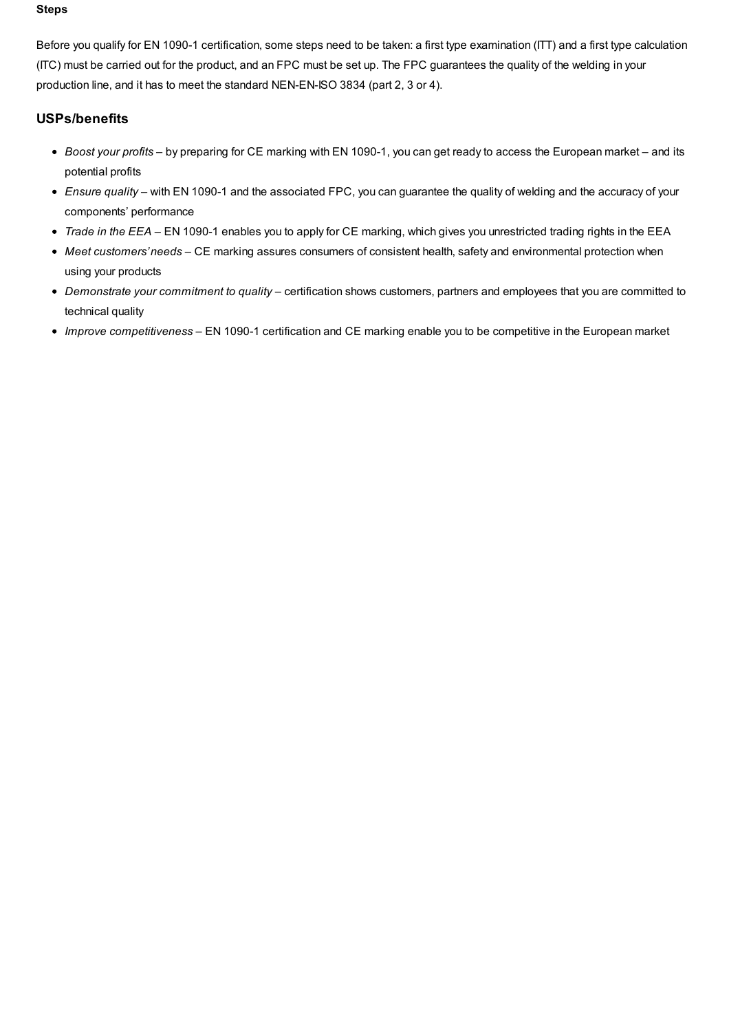**Steps**

Before you qualify for EN 1090-1 certification, some steps need to be taken: a first type examination (ITT) and a first type calculation (ITC) must be carried out for the product, and an FPC must be set up. The FPC guarantees the quality of the welding in your production line, and it has to meet the standard NEN-EN-ISO 3834 (part 2, 3 or 4).

## USPs/benefits

- *Boost your profits* – by preparing for CE marking with EN 1090-1, you can get ready to access the European market – and its potential profits
- *Ensure quality* – with EN 1090-1 and the associated FPC, you can guarantee the quality of welding and the accuracy of your components' performance
- *Trade in the EEA* – EN 1090-1 enables you to apply for CE marking, which gives you unrestricted trading rights in the EEA
- *Meet customers' needs* – CE marking assures consumers of consistent health, safety and environmental protection when using your products
- *Demonstrate your commitment to quality* – certification shows customers, partners and employees that you are committed to technical quality
- *Improve competitiveness* – EN 1090-1 certification and CE marking enable you to be competitive in the European market